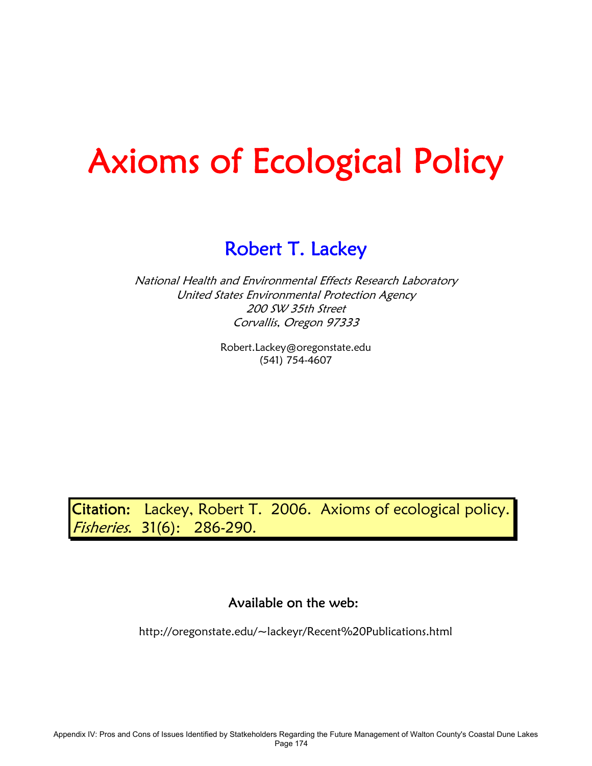# Axioms of Ecological Policy

## Robert T. Lackey

*National Health and Environmental Effects Research Laboratory*
*United States Environmental Protection Agency*
*200 SW 35th Street*
*Corvallis, Oregon 97333*

Robert.Lackey@oregonstate.edu
(541) 754-4607

**Citation:** Lackey, Robert T. 2006. Axioms of ecological policy. *Fisheries*. 31(6): 286-290.

### Available on the web:

http://oregonstate.edu/~lackeyr/Recent%20Publications.html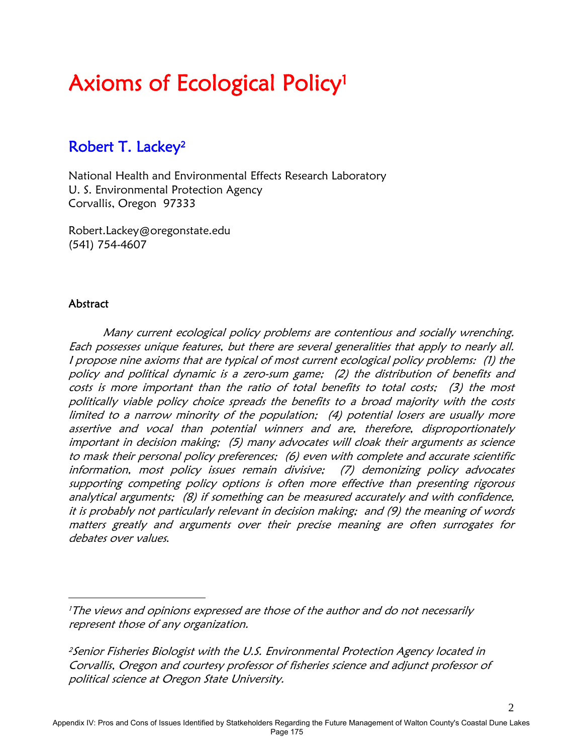# Axioms of Ecological Policy[1]

## Robert T. Lackey[2]

National Health and Environmental Effects Research Laboratory
U. S. Environmental Protection Agency
Corvallis, Oregon 97333

Robert.Lackey@oregonstate.edu
(541) 754-4607

### Abstract

*Many current ecological policy problems are contentious and socially wrenching. Each possesses unique features, but there are several generalities that apply to nearly all. I propose nine axioms that are typical of most current ecological policy problems: (1) the policy and political dynamic is a zero-sum game; (2) the distribution of benefits and costs is more important than the ratio of total benefits to total costs; (3) the most politically viable policy choice spreads the benefits to a broad majority with the costs limited to a narrow minority of the population; (4) potential losers are usually more assertive and vocal than potential winners and are, therefore, disproportionately important in decision making; (5) many advocates will cloak their arguments as science to mask their personal policy preferences; (6) even with complete and accurate scientific information, most policy issues remain divisive; (7) demonizing policy advocates supporting competing policy options is often more effective than presenting rigorous analytical arguments; (8) if something can be measured accurately and with confidence, it is probably not particularly relevant in decision making; and (9) the meaning of words matters greatly and arguments over their precise meaning are often surrogates for debates over values.*

---

[1]*The views and opinions expressed are those of the author and do not necessarily represent those of any organization.*

[2]*Senior Fisheries Biologist with the U.S. Environmental Protection Agency located in Corvallis, Oregon and courtesy professor of fisheries science and adjunct professor of political science at Oregon State University.*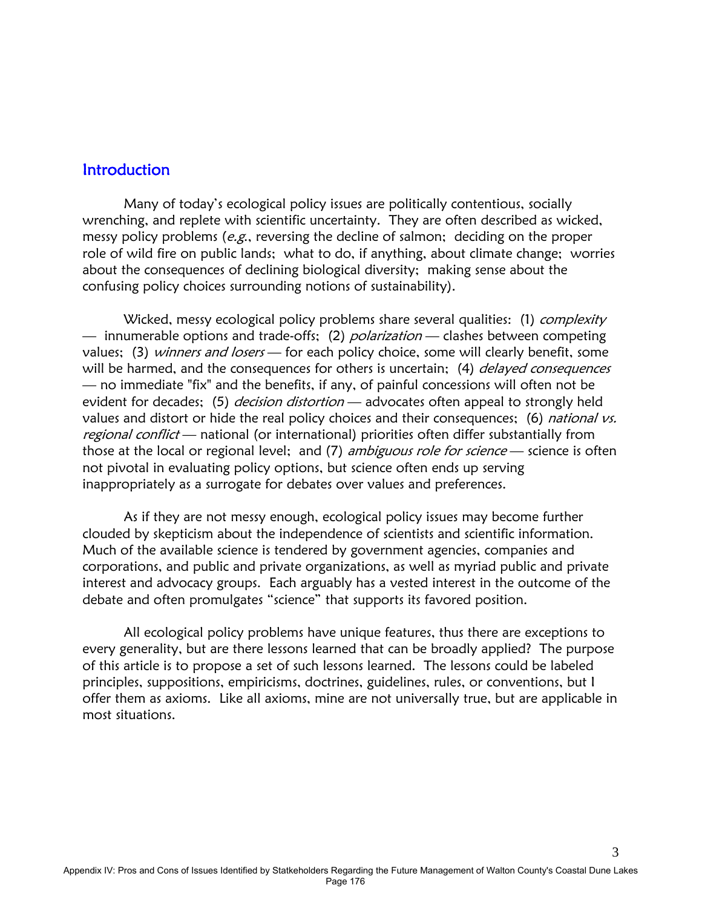## Introduction

Many of today's ecological policy issues are politically contentious, socially wrenching, and replete with scientific uncertainty. They are often described as wicked, messy policy problems (*e.g.*, reversing the decline of salmon; deciding on the proper role of wild fire on public lands; what to do, if anything, about climate change; worries about the consequences of declining biological diversity; making sense about the confusing policy choices surrounding notions of sustainability).

Wicked, messy ecological policy problems share several qualities: (1) *complexity* — innumerable options and trade-offs; (2) *polarization* — clashes between competing values; (3) *winners and losers* — for each policy choice, some will clearly benefit, some will be harmed, and the consequences for others is uncertain; (4) *delayed consequences* — no immediate "fix" and the benefits, if any, of painful concessions will often not be evident for decades; (5) *decision distortion* — advocates often appeal to strongly held values and distort or hide the real policy choices and their consequences; (6) *national vs. regional conflict* — national (or international) priorities often differ substantially from those at the local or regional level; and (7) *ambiguous role for science* — science is often not pivotal in evaluating policy options, but science often ends up serving inappropriately as a surrogate for debates over values and preferences.

As if they are not messy enough, ecological policy issues may become further clouded by skepticism about the independence of scientists and scientific information. Much of the available science is tendered by government agencies, companies and corporations, and public and private organizations, as well as myriad public and private interest and advocacy groups. Each arguably has a vested interest in the outcome of the debate and often promulgates "science" that supports its favored position.

All ecological policy problems have unique features, thus there are exceptions to every generality, but are there lessons learned that can be broadly applied? The purpose of this article is to propose a set of such lessons learned. The lessons could be labeled principles, suppositions, empiricisms, doctrines, guidelines, rules, or conventions, but I offer them as axioms. Like all axioms, mine are not universally true, but are applicable in most situations.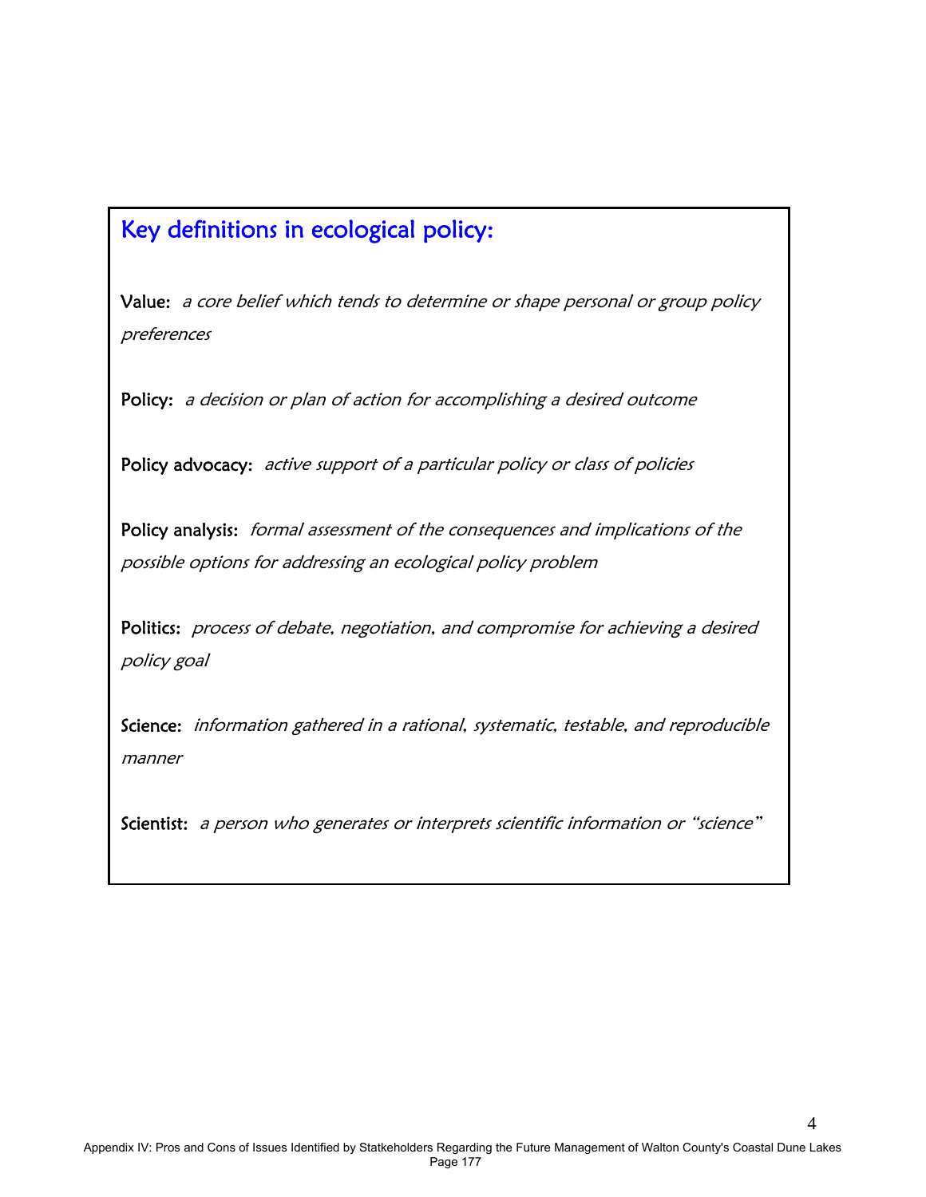## Key definitions in ecological policy:

**Value:** *a core belief which tends to determine or shape personal or group policy preferences*

**Policy:** *a decision or plan of action for accomplishing a desired outcome*

**Policy advocacy:** *active support of a particular policy or class of policies*

**Policy analysis:** *formal assessment of the consequences and implications of the possible options for addressing an ecological policy problem*

**Politics:** *process of debate, negotiation, and compromise for achieving a desired policy goal*

**Science:** *information gathered in a rational, systematic, testable, and reproducible manner*

**Scientist:** *a person who generates or interprets scientific information or "science"*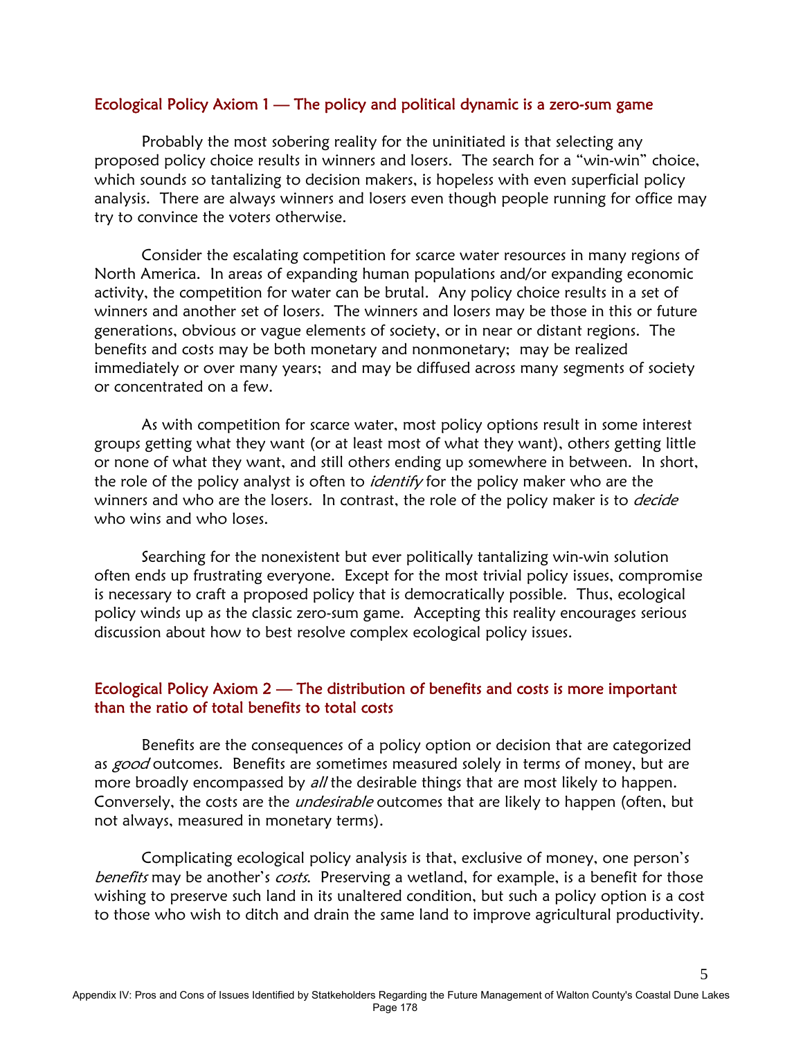### Ecological Policy Axiom 1 — The policy and political dynamic is a zero-sum game

Probably the most sobering reality for the uninitiated is that selecting any proposed policy choice results in winners and losers. The search for a "win-win" choice, which sounds so tantalizing to decision makers, is hopeless with even superficial policy analysis. There are always winners and losers even though people running for office may try to convince the voters otherwise.

Consider the escalating competition for scarce water resources in many regions of North America. In areas of expanding human populations and/or expanding economic activity, the competition for water can be brutal. Any policy choice results in a set of winners and another set of losers. The winners and losers may be those in this or future generations, obvious or vague elements of society, or in near or distant regions. The benefits and costs may be both monetary and nonmonetary; may be realized immediately or over many years; and may be diffused across many segments of society or concentrated on a few.

As with competition for scarce water, most policy options result in some interest groups getting what they want (or at least most of what they want), others getting little or none of what they want, and still others ending up somewhere in between. In short, the role of the policy analyst is often to *identify* for the policy maker who are the winners and who are the losers. In contrast, the role of the policy maker is to *decide* who wins and who loses.

Searching for the nonexistent but ever politically tantalizing win-win solution often ends up frustrating everyone. Except for the most trivial policy issues, compromise is necessary to craft a proposed policy that is democratically possible. Thus, ecological policy winds up as the classic zero-sum game. Accepting this reality encourages serious discussion about how to best resolve complex ecological policy issues.

### Ecological Policy Axiom 2 — The distribution of benefits and costs is more important than the ratio of total benefits to total costs

Benefits are the consequences of a policy option or decision that are categorized as *good* outcomes. Benefits are sometimes measured solely in terms of money, but are more broadly encompassed by *all* the desirable things that are most likely to happen. Conversely, the costs are the *undesirable* outcomes that are likely to happen (often, but not always, measured in monetary terms).

Complicating ecological policy analysis is that, exclusive of money, one person's *benefits* may be another's *costs*. Preserving a wetland, for example, is a benefit for those wishing to preserve such land in its unaltered condition, but such a policy option is a cost to those who wish to ditch and drain the same land to improve agricultural productivity.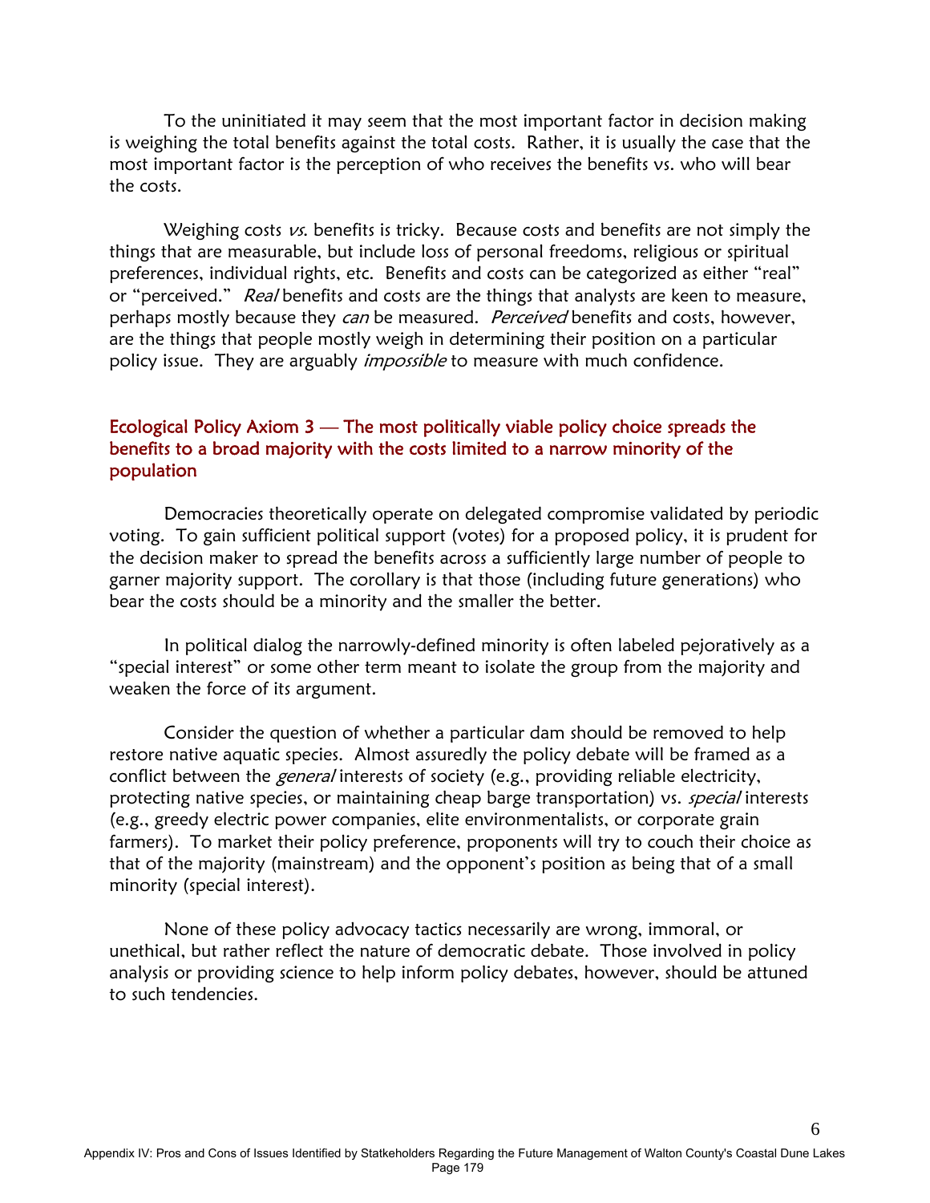To the uninitiated it may seem that the most important factor in decision making is weighing the total benefits against the total costs. Rather, it is usually the case that the most important factor is the perception of who receives the benefits vs. who will bear the costs.

Weighing costs *vs.* benefits is tricky. Because costs and benefits are not simply the things that are measurable, but include loss of personal freedoms, religious or spiritual preferences, individual rights, etc. Benefits and costs can be categorized as either "real" or "perceived." *Real* benefits and costs are the things that analysts are keen to measure, perhaps mostly because they *can* be measured. *Perceived* benefits and costs, however, are the things that people mostly weigh in determining their position on a particular policy issue. They are arguably *impossible* to measure with much confidence.

### Ecological Policy Axiom 3 — The most politically viable policy choice spreads the benefits to a broad majority with the costs limited to a narrow minority of the population

Democracies theoretically operate on delegated compromise validated by periodic voting. To gain sufficient political support (votes) for a proposed policy, it is prudent for the decision maker to spread the benefits across a sufficiently large number of people to garner majority support. The corollary is that those (including future generations) who bear the costs should be a minority and the smaller the better.

In political dialog the narrowly-defined minority is often labeled pejoratively as a "special interest" or some other term meant to isolate the group from the majority and weaken the force of its argument.

Consider the question of whether a particular dam should be removed to help restore native aquatic species. Almost assuredly the policy debate will be framed as a conflict between the *general* interests of society (e.g., providing reliable electricity, protecting native species, or maintaining cheap barge transportation) vs. *special* interests (e.g., greedy electric power companies, elite environmentalists, or corporate grain farmers). To market their policy preference, proponents will try to couch their choice as that of the majority (mainstream) and the opponent's position as being that of a small minority (special interest).

None of these policy advocacy tactics necessarily are wrong, immoral, or unethical, but rather reflect the nature of democratic debate. Those involved in policy analysis or providing science to help inform policy debates, however, should be attuned to such tendencies.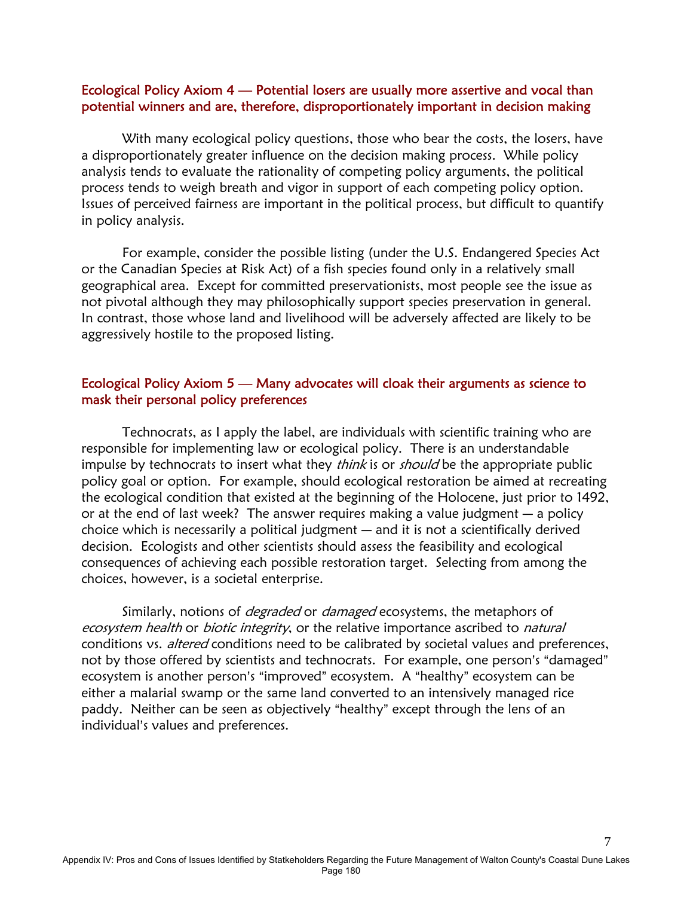### Ecological Policy Axiom 4 — Potential losers are usually more assertive and vocal than potential winners and are, therefore, disproportionately important in decision making

With many ecological policy questions, those who bear the costs, the losers, have a disproportionately greater influence on the decision making process. While policy analysis tends to evaluate the rationality of competing policy arguments, the political process tends to weigh breath and vigor in support of each competing policy option. Issues of perceived fairness are important in the political process, but difficult to quantify in policy analysis.

For example, consider the possible listing (under the U.S. Endangered Species Act or the Canadian Species at Risk Act) of a fish species found only in a relatively small geographical area. Except for committed preservationists, most people see the issue as not pivotal although they may philosophically support species preservation in general. In contrast, those whose land and livelihood will be adversely affected are likely to be aggressively hostile to the proposed listing.

### Ecological Policy Axiom 5 — Many advocates will cloak their arguments as science to mask their personal policy preferences

Technocrats, as I apply the label, are individuals with scientific training who are responsible for implementing law or ecological policy. There is an understandable impulse by technocrats to insert what they *think* is or *should* be the appropriate public policy goal or option. For example, should ecological restoration be aimed at recreating the ecological condition that existed at the beginning of the Holocene, just prior to 1492, or at the end of last week? The answer requires making a value judgment — a policy choice which is necessarily a political judgment — and it is not a scientifically derived decision. Ecologists and other scientists should assess the feasibility and ecological consequences of achieving each possible restoration target. Selecting from among the choices, however, is a societal enterprise.

Similarly, notions of *degraded* or *damaged* ecosystems, the metaphors of *ecosystem health* or *biotic integrity*, or the relative importance ascribed to *natural* conditions vs. *altered* conditions need to be calibrated by societal values and preferences, not by those offered by scientists and technocrats. For example, one person's "damaged" ecosystem is another person's "improved" ecosystem. A "healthy" ecosystem can be either a malarial swamp or the same land converted to an intensively managed rice paddy. Neither can be seen as objectively "healthy" except through the lens of an individual's values and preferences.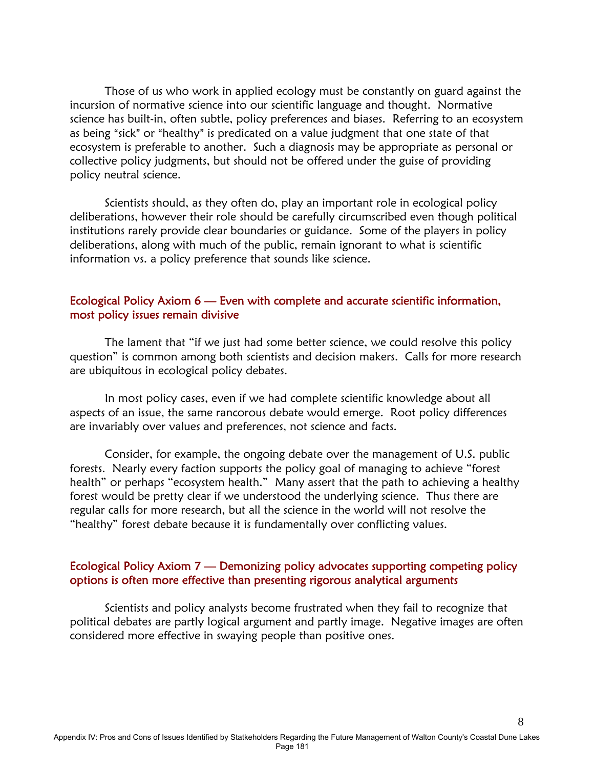Those of us who work in applied ecology must be constantly on guard against the incursion of normative science into our scientific language and thought. Normative science has built-in, often subtle, policy preferences and biases. Referring to an ecosystem as being "sick" or "healthy" is predicated on a value judgment that one state of that ecosystem is preferable to another. Such a diagnosis may be appropriate as personal or collective policy judgments, but should not be offered under the guise of providing policy neutral science.

Scientists should, as they often do, play an important role in ecological policy deliberations, however their role should be carefully circumscribed even though political institutions rarely provide clear boundaries or guidance. Some of the players in policy deliberations, along with much of the public, remain ignorant to what is scientific information vs. a policy preference that sounds like science.

### Ecological Policy Axiom 6 — Even with complete and accurate scientific information, most policy issues remain divisive

The lament that "if we just had some better science, we could resolve this policy question" is common among both scientists and decision makers. Calls for more research are ubiquitous in ecological policy debates.

In most policy cases, even if we had complete scientific knowledge about all aspects of an issue, the same rancorous debate would emerge. Root policy differences are invariably over values and preferences, not science and facts.

Consider, for example, the ongoing debate over the management of U.S. public forests. Nearly every faction supports the policy goal of managing to achieve "forest health" or perhaps "ecosystem health." Many assert that the path to achieving a healthy forest would be pretty clear if we understood the underlying science. Thus there are regular calls for more research, but all the science in the world will not resolve the "healthy" forest debate because it is fundamentally over conflicting values.

### Ecological Policy Axiom 7 — Demonizing policy advocates supporting competing policy options is often more effective than presenting rigorous analytical arguments

Scientists and policy analysts become frustrated when they fail to recognize that political debates are partly logical argument and partly image. Negative images are often considered more effective in swaying people than positive ones.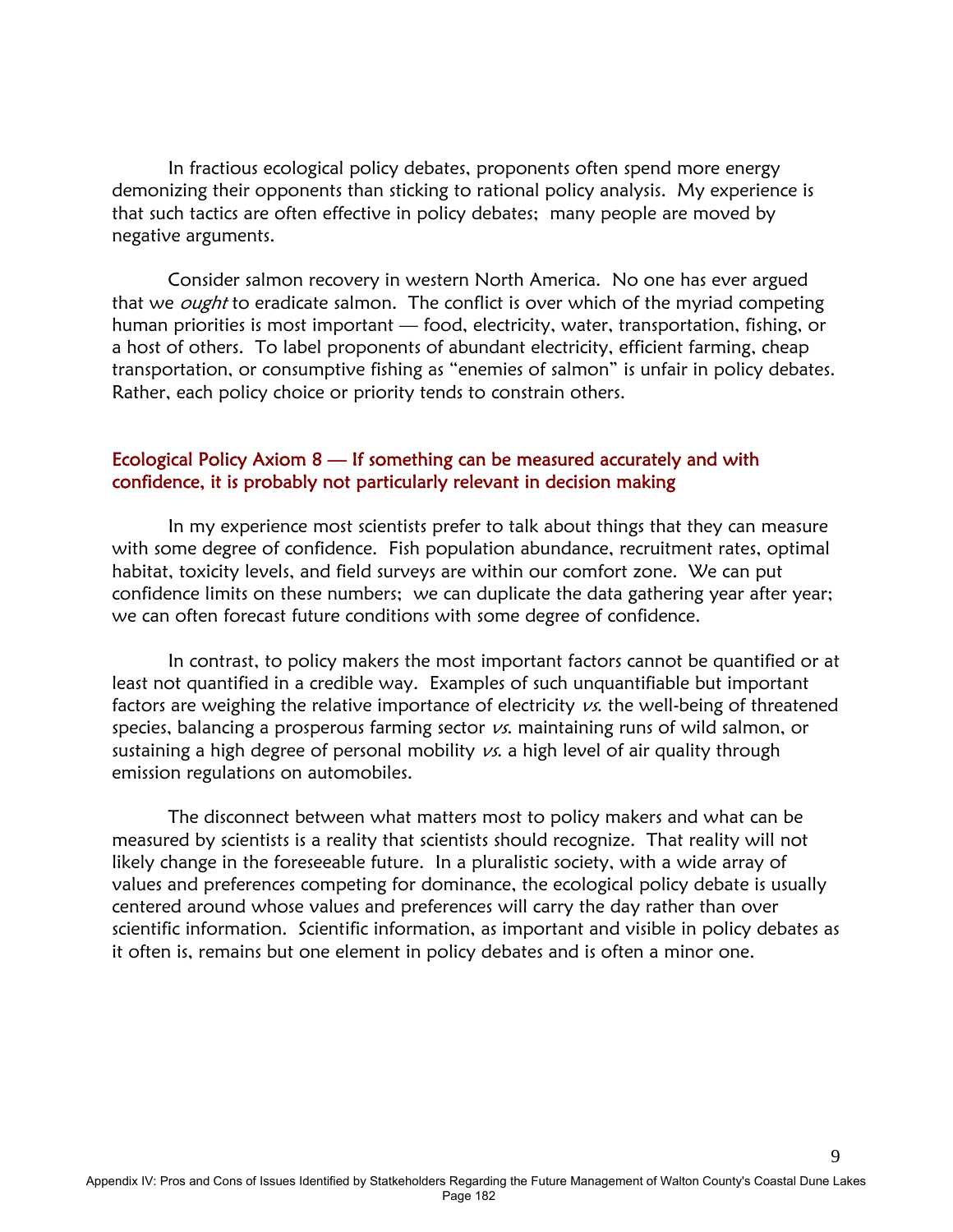In fractious ecological policy debates, proponents often spend more energy demonizing their opponents than sticking to rational policy analysis. My experience is that such tactics are often effective in policy debates; many people are moved by negative arguments.

Consider salmon recovery in western North America. No one has ever argued that we *ought* to eradicate salmon. The conflict is over which of the myriad competing human priorities is most important — food, electricity, water, transportation, fishing, or a host of others. To label proponents of abundant electricity, efficient farming, cheap transportation, or consumptive fishing as "enemies of salmon" is unfair in policy debates. Rather, each policy choice or priority tends to constrain others.

### Ecological Policy Axiom 8 — If something can be measured accurately and with confidence, it is probably not particularly relevant in decision making

In my experience most scientists prefer to talk about things that they can measure with some degree of confidence. Fish population abundance, recruitment rates, optimal habitat, toxicity levels, and field surveys are within our comfort zone. We can put confidence limits on these numbers; we can duplicate the data gathering year after year; we can often forecast future conditions with some degree of confidence.

In contrast, to policy makers the most important factors cannot be quantified or at least not quantified in a credible way. Examples of such unquantifiable but important factors are weighing the relative importance of electricity *vs.* the well-being of threatened species, balancing a prosperous farming sector *vs.* maintaining runs of wild salmon, or sustaining a high degree of personal mobility *vs.* a high level of air quality through emission regulations on automobiles.

The disconnect between what matters most to policy makers and what can be measured by scientists is a reality that scientists should recognize. That reality will not likely change in the foreseeable future. In a pluralistic society, with a wide array of values and preferences competing for dominance, the ecological policy debate is usually centered around whose values and preferences will carry the day rather than over scientific information. Scientific information, as important and visible in policy debates as it often is, remains but one element in policy debates and is often a minor one.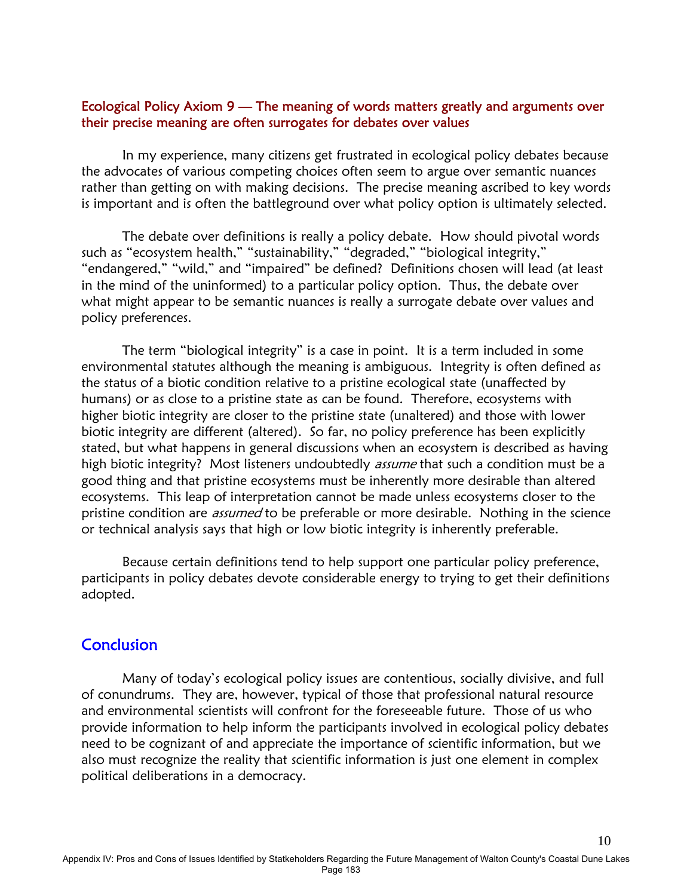### Ecological Policy Axiom 9 — The meaning of words matters greatly and arguments over their precise meaning are often surrogates for debates over values

In my experience, many citizens get frustrated in ecological policy debates because the advocates of various competing choices often seem to argue over semantic nuances rather than getting on with making decisions. The precise meaning ascribed to key words is important and is often the battleground over what policy option is ultimately selected.

The debate over definitions is really a policy debate. How should pivotal words such as "ecosystem health," "sustainability," "degraded," "biological integrity," "endangered," "wild," and "impaired" be defined? Definitions chosen will lead (at least in the mind of the uninformed) to a particular policy option. Thus, the debate over what might appear to be semantic nuances is really a surrogate debate over values and policy preferences.

The term "biological integrity" is a case in point. It is a term included in some environmental statutes although the meaning is ambiguous. Integrity is often defined as the status of a biotic condition relative to a pristine ecological state (unaffected by humans) or as close to a pristine state as can be found. Therefore, ecosystems with higher biotic integrity are closer to the pristine state (unaltered) and those with lower biotic integrity are different (altered). So far, no policy preference has been explicitly stated, but what happens in general discussions when an ecosystem is described as having high biotic integrity? Most listeners undoubtedly *assume* that such a condition must be a good thing and that pristine ecosystems must be inherently more desirable than altered ecosystems. This leap of interpretation cannot be made unless ecosystems closer to the pristine condition are *assumed* to be preferable or more desirable. Nothing in the science or technical analysis says that high or low biotic integrity is inherently preferable.

Because certain definitions tend to help support one particular policy preference, participants in policy debates devote considerable energy to trying to get their definitions adopted.

## Conclusion

Many of today's ecological policy issues are contentious, socially divisive, and full of conundrums. They are, however, typical of those that professional natural resource and environmental scientists will confront for the foreseeable future. Those of us who provide information to help inform the participants involved in ecological policy debates need to be cognizant of and appreciate the importance of scientific information, but we also must recognize the reality that scientific information is just one element in complex political deliberations in a democracy.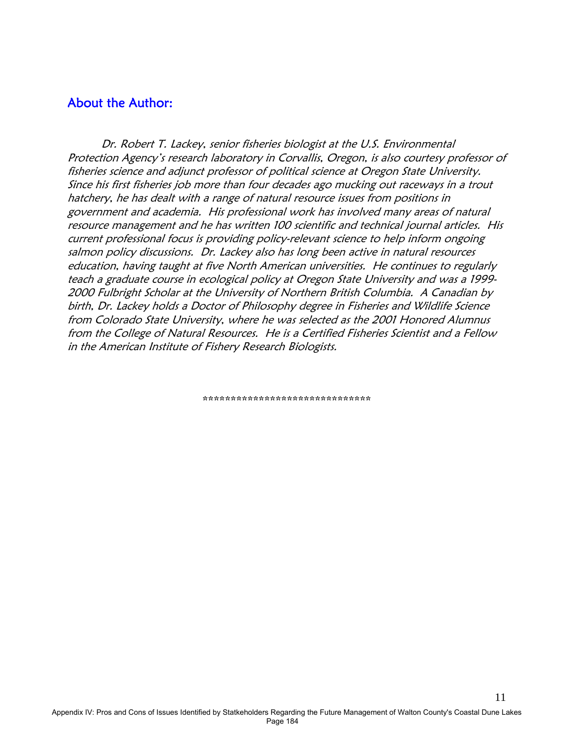## About the Author:

*Dr. Robert T. Lackey, senior fisheries biologist at the U.S. Environmental Protection Agency's research laboratory in Corvallis, Oregon, is also courtesy professor of fisheries science and adjunct professor of political science at Oregon State University. Since his first fisheries job more than four decades ago mucking out raceways in a trout hatchery, he has dealt with a range of natural resource issues from positions in government and academia. His professional work has involved many areas of natural resource management and he has written 100 scientific and technical journal articles. His current professional focus is providing policy-relevant science to help inform ongoing salmon policy discussions. Dr. Lackey also has long been active in natural resources education, having taught at five North American universities. He continues to regularly teach a graduate course in ecological policy at Oregon State University and was a 1999-2000 Fulbright Scholar at the University of Northern British Columbia. A Canadian by birth, Dr. Lackey holds a Doctor of Philosophy degree in Fisheries and Wildlife Science from Colorado State University, where he was selected as the 2001 Honored Alumnus from the College of Natural Resources. He is a Certified Fisheries Scientist and a Fellow in the American Institute of Fishery Research Biologists.*

******************************

Appendix IV: Pros and Cons of Issues Identified by Statkeholders Regarding the Future Management of Walton County's Coastal Dune Lakes